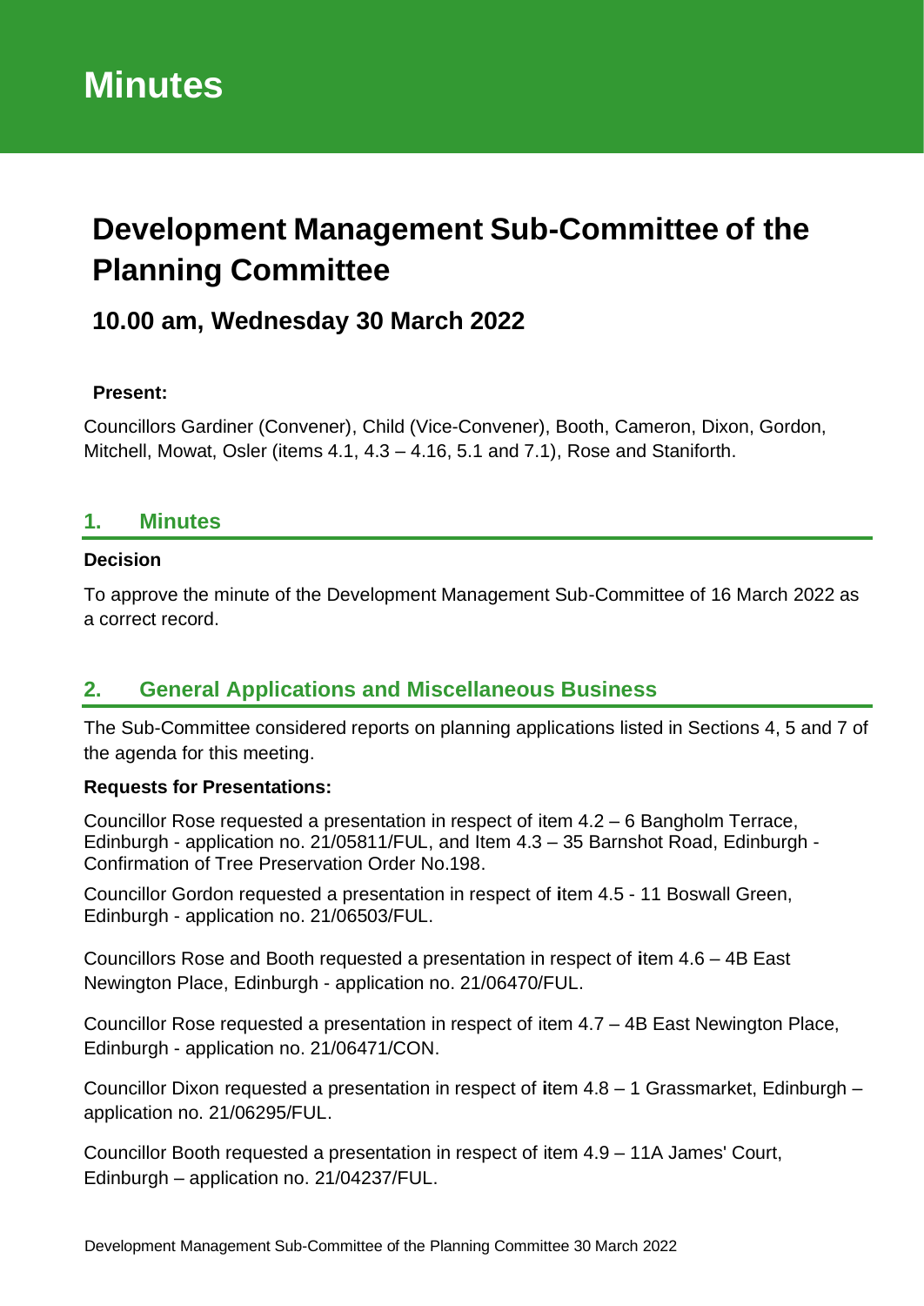# Minutes

## Development Management Sub-Committee of the Planning Committee

### 10.00 am, Wednesday 30 March 2022

**Present:**

Councillors Gardiner (Convener), Child (Vice-Convener), Booth, Cameron, Dixon, Gordon, Mitchell, Mowat, Osler (items 4.1, 4.3 – 4.16, 5.1 and 7.1), Rose and Staniforth.

## 1. Minutes

**Decision**

To approve the minute of the Development Management Sub-Committee of 16 March 2022 as a correct record.

## 2. General Applications and Miscellaneous Business

The Sub-Committee considered reports on planning applications listed in Sections 4, 5 and 7 of the agenda for this meeting.

**Requests for Presentations:**

Councillor Rose requested a presentation in respect of item 4.2 – 6 Bangholm Terrace, Edinburgh - application no. 21/05811/FUL, and Item 4.3 – 35 Barnshot Road, Edinburgh - Confirmation of Tree Preservation Order No.198.

Councillor Gordon requested a presentation in respect of item 4.5 - 11 Boswall Green, Edinburgh - application no. 21/06503/FUL.

Councillors Rose and Booth requested a presentation in respect of item 4.6 – 4B East Newington Place, Edinburgh - application no. 21/06470/FUL.

Councillor Rose requested a presentation in respect of item 4.7 – 4B East Newington Place, Edinburgh - application no. 21/06471/CON.

Councillor Dixon requested a presentation in respect of item 4.8 – 1 Grassmarket, Edinburgh – application no. 21/06295/FUL.

Councillor Booth requested a presentation in respect of item 4.9 – 11A James' Court, Edinburgh – application no. 21/04237/FUL.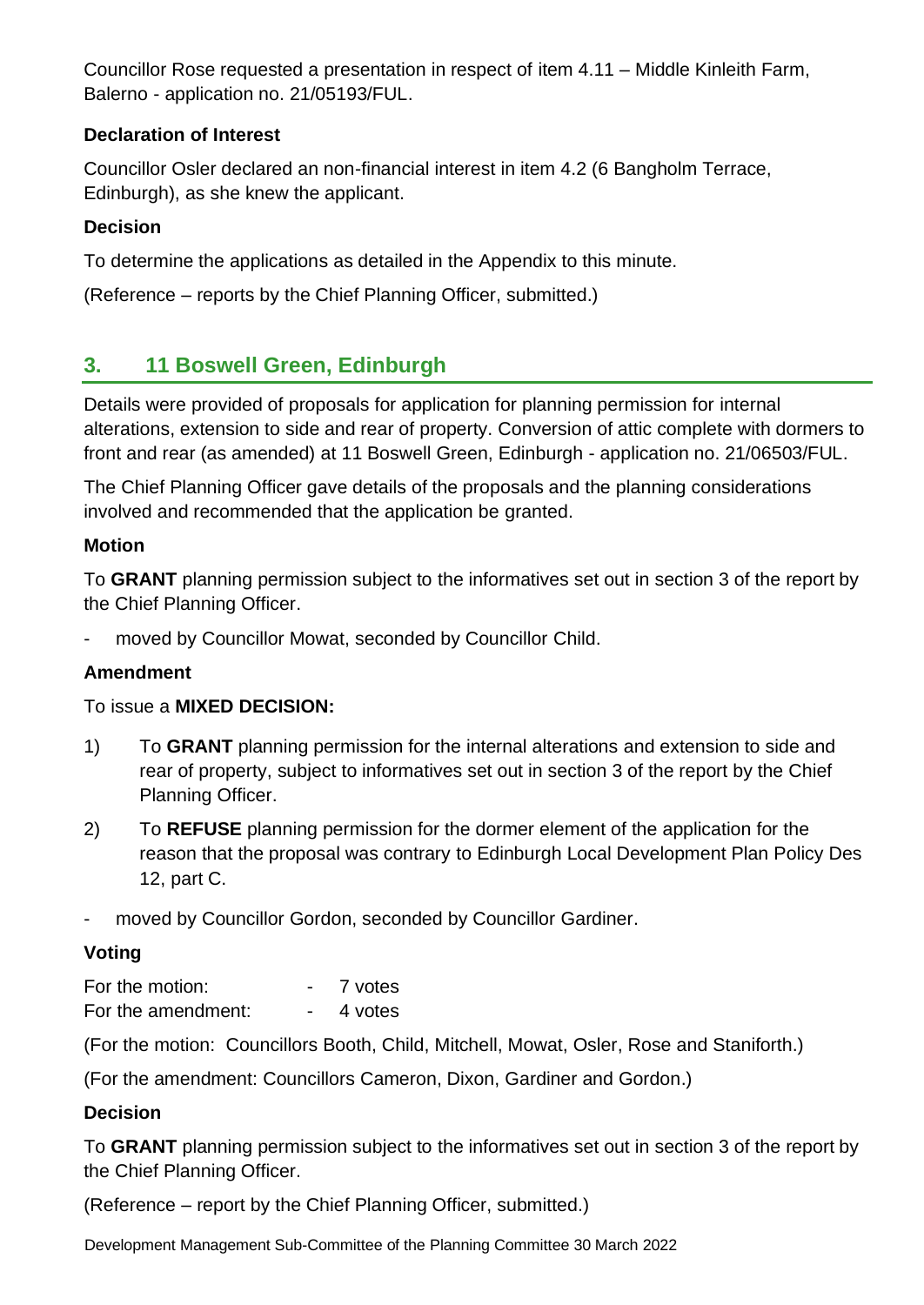Councillor Rose requested a presentation in respect of item 4.11 – Middle Kinleith Farm, Balerno - application no. 21/05193/FUL.

**Declaration of Interest**

Councillor Osler declared an non-financial interest in item 4.2 (6 Bangholm Terrace, Edinburgh), as she knew the applicant.

**Decision**

To determine the applications as detailed in the Appendix to this minute.

(Reference – reports by the Chief Planning Officer, submitted.)

## 3. 11 Boswell Green, Edinburgh

Details were provided of proposals for application for planning permission for internal alterations, extension to side and rear of property. Conversion of attic complete with dormers to front and rear (as amended) at 11 Boswell Green, Edinburgh - application no. 21/06503/FUL.

The Chief Planning Officer gave details of the proposals and the planning considerations involved and recommended that the application be granted.

**Motion**

To **GRANT** planning permission subject to the informatives set out in section 3 of the report by the Chief Planning Officer.

- moved by Councillor Mowat, seconded by Councillor Child.

**Amendment**

To issue a **MIXED DECISION:**

1) To **GRANT** planning permission for the internal alterations and extension to side and rear of property, subject to informatives set out in section 3 of the report by the Chief Planning Officer.
2) To **REFUSE** planning permission for the dormer element of the application for the reason that the proposal was contrary to Edinburgh Local Development Plan Policy Des 12, part C.

- moved by Councillor Gordon, seconded by Councillor Gardiner.

**Voting**

For the motion: - 7 votes
For the amendment: - 4 votes

(For the motion: Councillors Booth, Child, Mitchell, Mowat, Osler, Rose and Staniforth.)

(For the amendment: Councillors Cameron, Dixon, Gardiner and Gordon.)

**Decision**

To **GRANT** planning permission subject to the informatives set out in section 3 of the report by the Chief Planning Officer.

(Reference – report by the Chief Planning Officer, submitted.)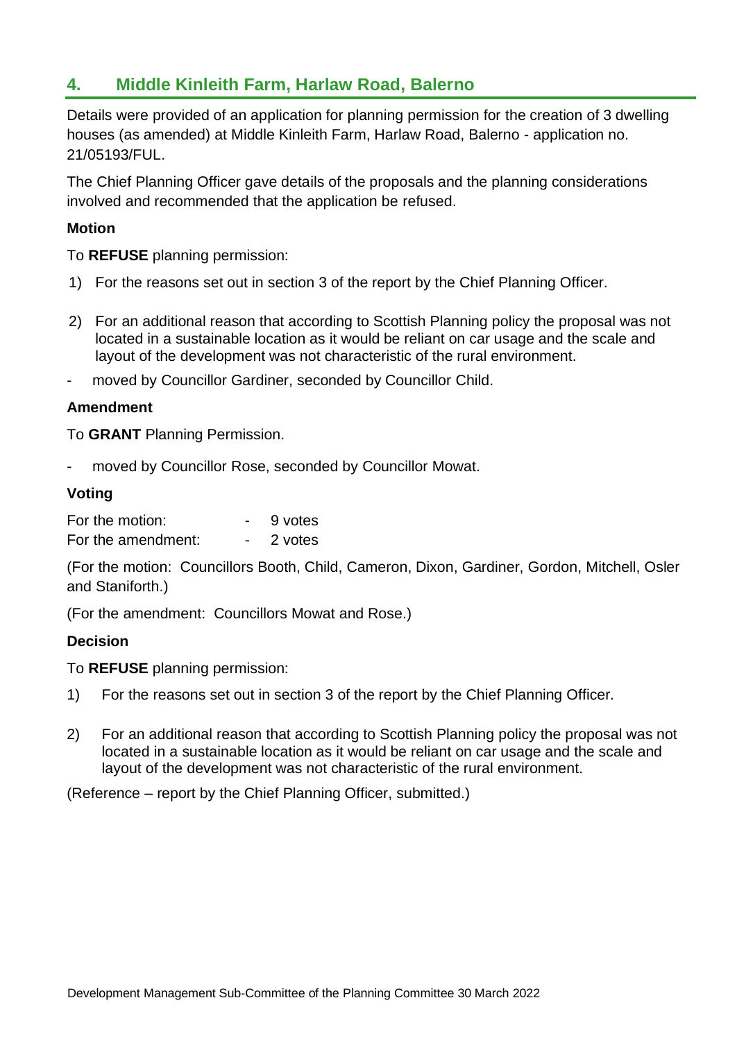## 4. Middle Kinleith Farm, Harlaw Road, Balerno

Details were provided of an application for planning permission for the creation of 3 dwelling houses (as amended) at Middle Kinleith Farm, Harlaw Road, Balerno - application no. 21/05193/FUL.

The Chief Planning Officer gave details of the proposals and the planning considerations involved and recommended that the application be refused.

**Motion**

To **REFUSE** planning permission:

1) For the reasons set out in section 3 of the report by the Chief Planning Officer.

2) For an additional reason that according to Scottish Planning policy the proposal was not located in a sustainable location as it would be reliant on car usage and the scale and layout of the development was not characteristic of the rural environment.

- moved by Councillor Gardiner, seconded by Councillor Child.

**Amendment**

To **GRANT** Planning Permission.

- moved by Councillor Rose, seconded by Councillor Mowat.

**Voting**

For the motion: - 9 votes
For the amendment: - 2 votes

(For the motion: Councillors Booth, Child, Cameron, Dixon, Gardiner, Gordon, Mitchell, Osler and Staniforth.)

(For the amendment: Councillors Mowat and Rose.)

**Decision**

To **REFUSE** planning permission:

1) For the reasons set out in section 3 of the report by the Chief Planning Officer.

2) For an additional reason that according to Scottish Planning policy the proposal was not located in a sustainable location as it would be reliant on car usage and the scale and layout of the development was not characteristic of the rural environment.

(Reference – report by the Chief Planning Officer, submitted.)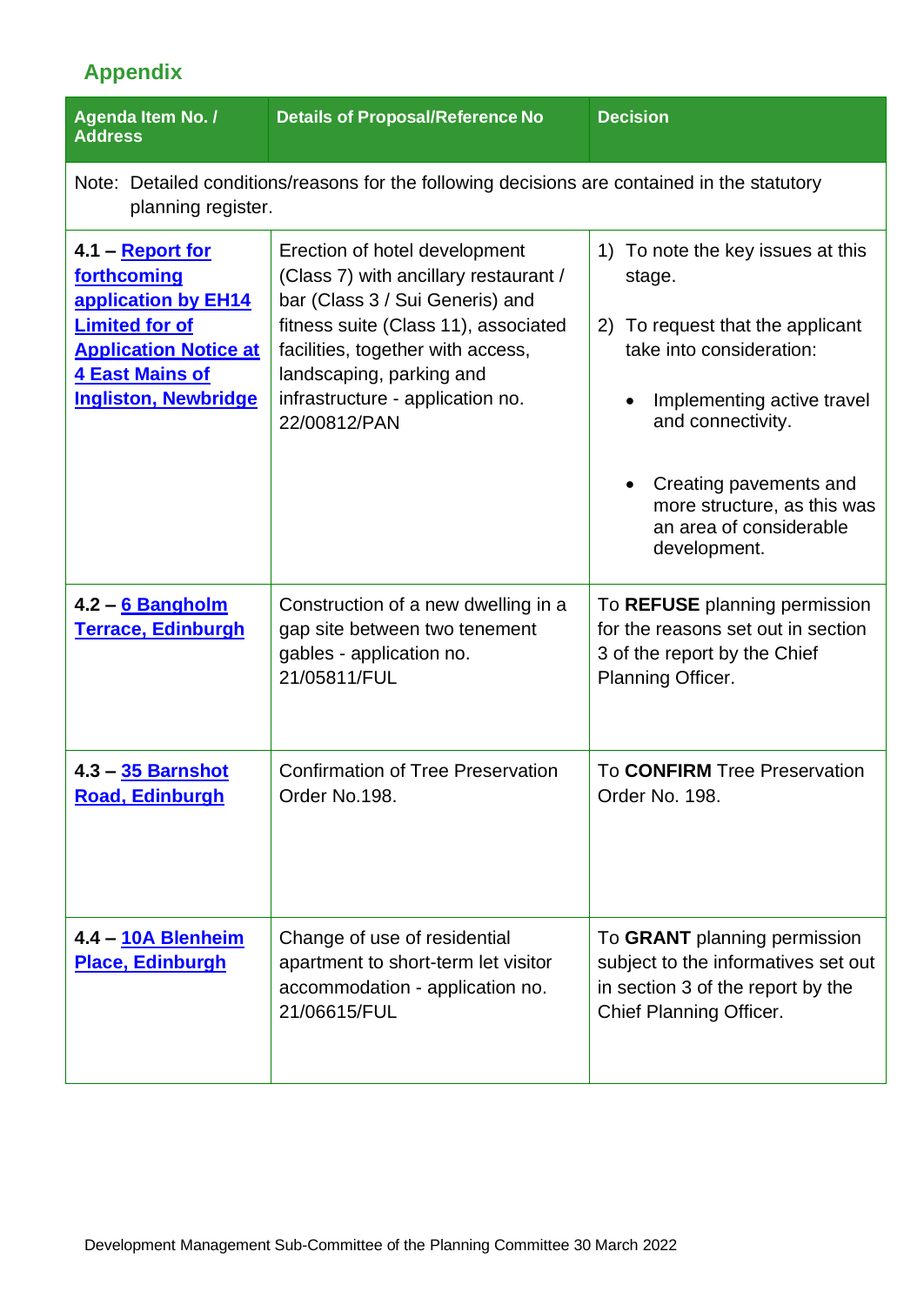## Appendix

| Agenda Item No. / Address | Details of Proposal/Reference No | Decision |
|---|---|---|
| Note: Detailed conditions/reasons for the following decisions are contained in the statutory planning register. | | |
| **4.1 – Report for forthcoming application by EH14 Limited for of Application Notice at 4 East Mains of Ingliston, Newbridge** | Erection of hotel development (Class 7) with ancillary restaurant / bar (Class 3 / Sui Generis) and fitness suite (Class 11), associated facilities, together with access, landscaping, parking and infrastructure - application no. 22/00812/PAN | 1) To note the key issues at this stage.<br><br>2) To request that the applicant take into consideration:<br><br>• Implementing active travel and connectivity.<br><br>• Creating pavements and more structure, as this was an area of considerable development. |
| **4.2 – 6 Bangholm Terrace, Edinburgh** | Construction of a new dwelling in a gap site between two tenement gables - application no. 21/05811/FUL | To **REFUSE** planning permission for the reasons set out in section 3 of the report by the Chief Planning Officer. |
| **4.3 – 35 Barnshot Road, Edinburgh** | Confirmation of Tree Preservation Order No.198. | To **CONFIRM** Tree Preservation Order No. 198. |
| **4.4 – 10A Blenheim Place, Edinburgh** | Change of use of residential apartment to short-term let visitor accommodation - application no. 21/06615/FUL | To **GRANT** planning permission subject to the informatives set out in section 3 of the report by the Chief Planning Officer. |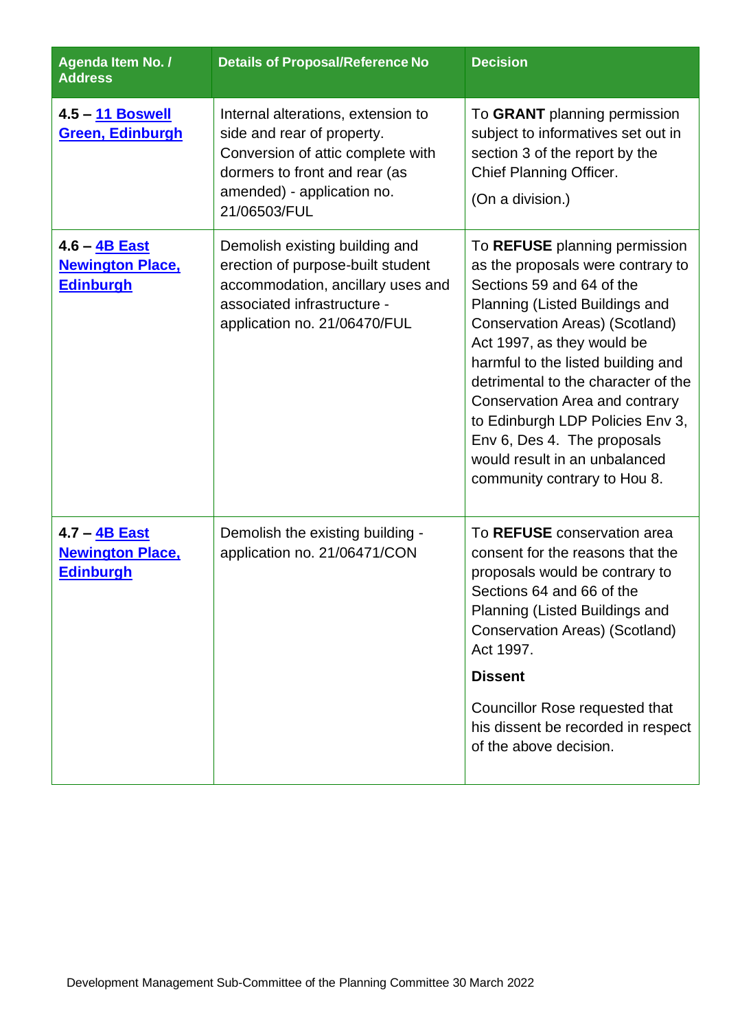| Agenda Item No. / Address | Details of Proposal/Reference No | Decision |
|---|---|---|
| **4.5 – 11 Boswell Green, Edinburgh** | Internal alterations, extension to side and rear of property. Conversion of attic complete with dormers to front and rear (as amended) - application no. 21/06503/FUL | To **GRANT** planning permission subject to informatives set out in section 3 of the report by the Chief Planning Officer.<br><br>(On a division.) |
| **4.6 – 4B East Newington Place, Edinburgh** | Demolish existing building and erection of purpose-built student accommodation, ancillary uses and associated infrastructure - application no. 21/06470/FUL | To **REFUSE** planning permission as the proposals were contrary to Sections 59 and 64 of the Planning (Listed Buildings and Conservation Areas) (Scotland) Act 1997, as they would be harmful to the listed building and detrimental to the character of the Conservation Area and contrary to Edinburgh LDP Policies Env 3, Env 6, Des 4. The proposals would result in an unbalanced community contrary to Hou 8. |
| **4.7 – 4B East Newington Place, Edinburgh** | Demolish the existing building - application no. 21/06471/CON | To **REFUSE** conservation area consent for the reasons that the proposals would be contrary to Sections 64 and 66 of the Planning (Listed Buildings and Conservation Areas) (Scotland) Act 1997.<br><br>**Dissent**<br><br>Councillor Rose requested that his dissent be recorded in respect of the above decision. |

Development Management Sub-Committee of the Planning Committee 30 March 2022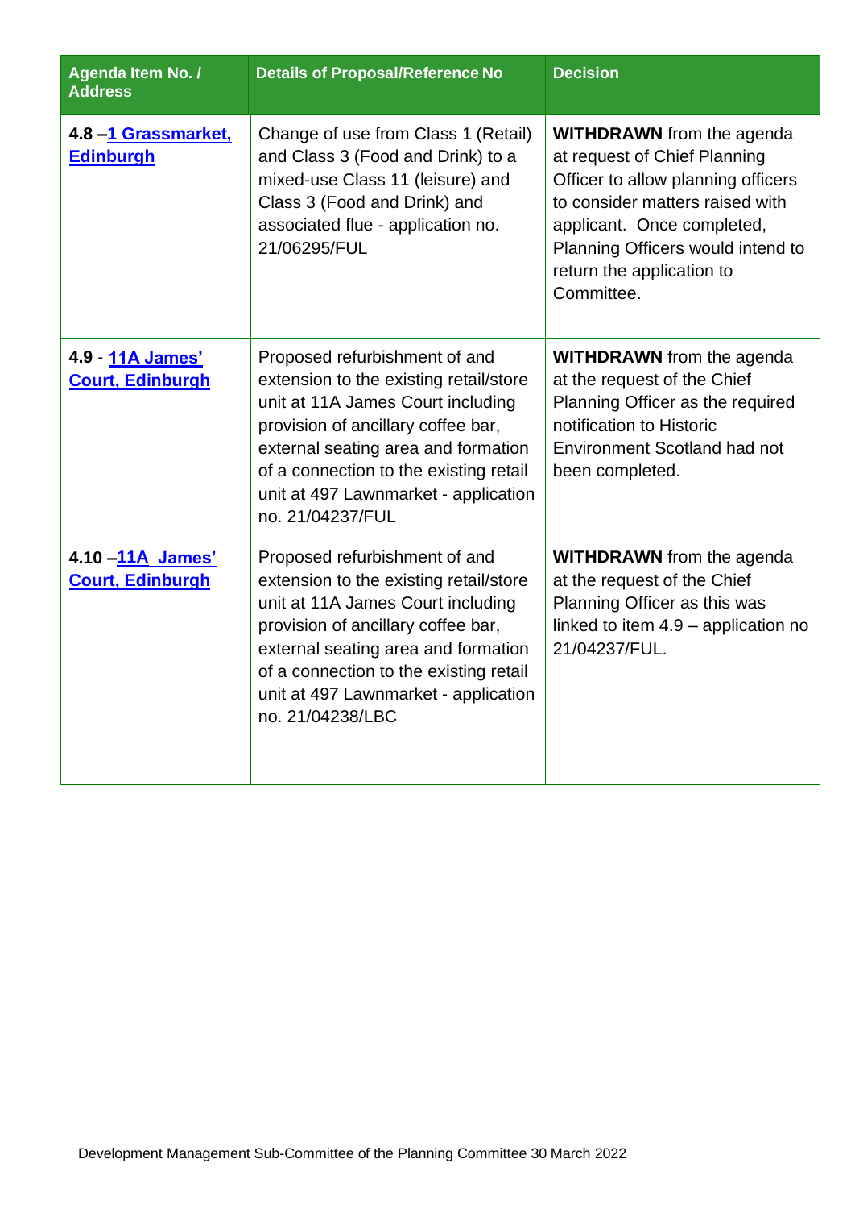| Agenda Item No. / Address | Details of Proposal/Reference No | Decision |
|---|---|---|
| **4.8 –[1 Grassmarket, Edinburgh]** | Change of use from Class 1 (Retail) and Class 3 (Food and Drink) to a mixed-use Class 11 (leisure) and Class 3 (Food and Drink) and associated flue - application no. 21/06295/FUL | **WITHDRAWN** from the agenda at request of Chief Planning Officer to allow planning officers to consider matters raised with applicant. Once completed, Planning Officers would intend to return the application to Committee. |
| **4.9 - [11A James' Court, Edinburgh]** | Proposed refurbishment of and extension to the existing retail/store unit at 11A James Court including provision of ancillary coffee bar, external seating area and formation of a connection to the existing retail unit at 497 Lawnmarket - application no. 21/04237/FUL | **WITHDRAWN** from the agenda at the request of the Chief Planning Officer as the required notification to Historic Environment Scotland had not been completed. |
| **4.10 –[11A James' Court, Edinburgh]** | Proposed refurbishment of and extension to the existing retail/store unit at 11A James Court including provision of ancillary coffee bar, external seating area and formation of a connection to the existing retail unit at 497 Lawnmarket - application no. 21/04238/LBC | **WITHDRAWN** from the agenda at the request of the Chief Planning Officer as this was linked to item 4.9 – application no 21/04237/FUL. |

Development Management Sub-Committee of the Planning Committee 30 March 2022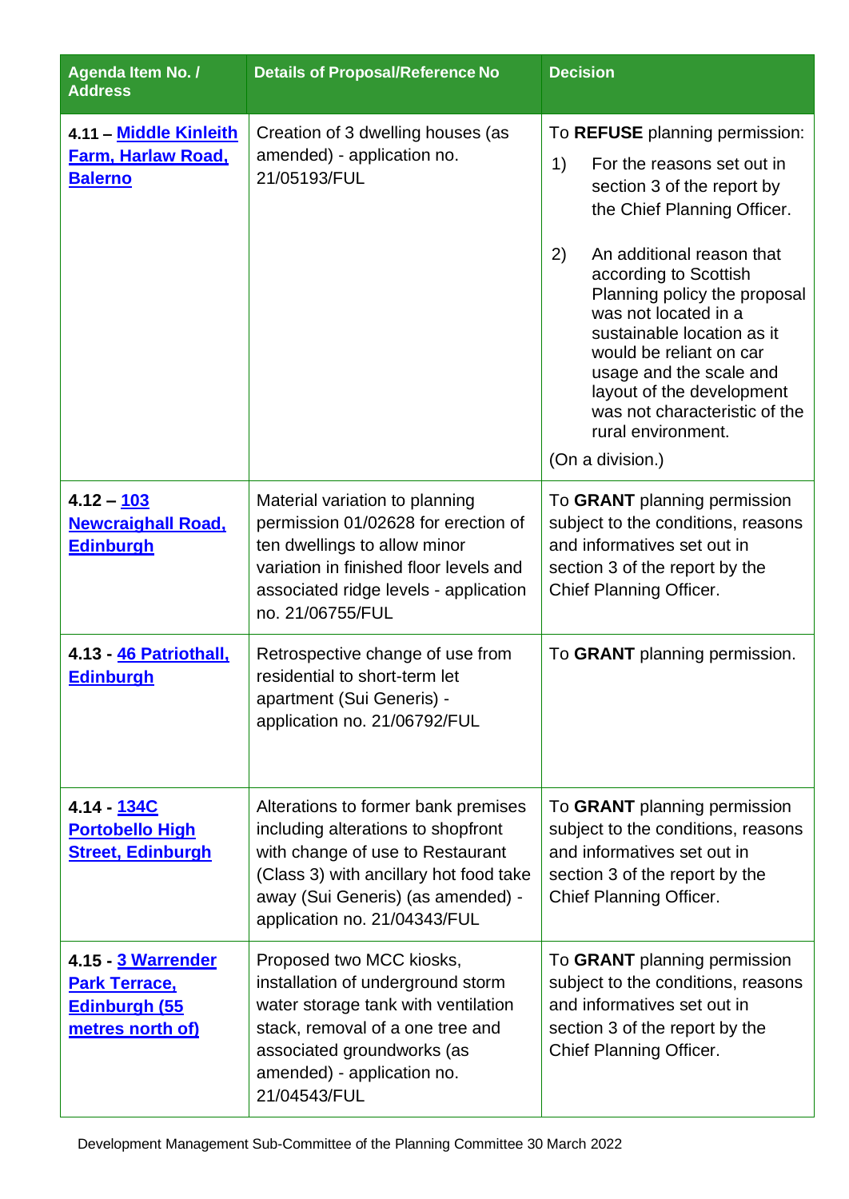| Agenda Item No. / Address | Details of Proposal/Reference No | Decision |
|---|---|---|
| **4.11 – Middle Kinleith Farm, Harlaw Road, Balerno** | Creation of 3 dwelling houses (as amended) - application no. 21/05193/FUL | To **REFUSE** planning permission: 1) For the reasons set out in section 3 of the report by the Chief Planning Officer. 2) An additional reason that according to Scottish Planning policy the proposal was not located in a sustainable location as it would be reliant on car usage and the scale and layout of the development was not characteristic of the rural environment. (On a division.) |
| **4.12 – 103 Newcraighall Road, Edinburgh** | Material variation to planning permission 01/02628 for erection of ten dwellings to allow minor variation in finished floor levels and associated ridge levels - application no. 21/06755/FUL | To **GRANT** planning permission subject to the conditions, reasons and informatives set out in section 3 of the report by the Chief Planning Officer. |
| **4.13 - 46 Patriothall, Edinburgh** | Retrospective change of use from residential to short-term let apartment (Sui Generis) - application no. 21/06792/FUL | To **GRANT** planning permission. |
| **4.14 - 134C Portobello High Street, Edinburgh** | Alterations to former bank premises including alterations to shopfront with change of use to Restaurant (Class 3) with ancillary hot food take away (Sui Generis) (as amended) - application no. 21/04343/FUL | To **GRANT** planning permission subject to the conditions, reasons and informatives set out in section 3 of the report by the Chief Planning Officer. |
| **4.15 - 3 Warrender Park Terrace, Edinburgh (55 metres north of)** | Proposed two MCC kiosks, installation of underground storm water storage tank with ventilation stack, removal of a one tree and associated groundworks (as amended) - application no. 21/04543/FUL | To **GRANT** planning permission subject to the conditions, reasons and informatives set out in section 3 of the report by the Chief Planning Officer. |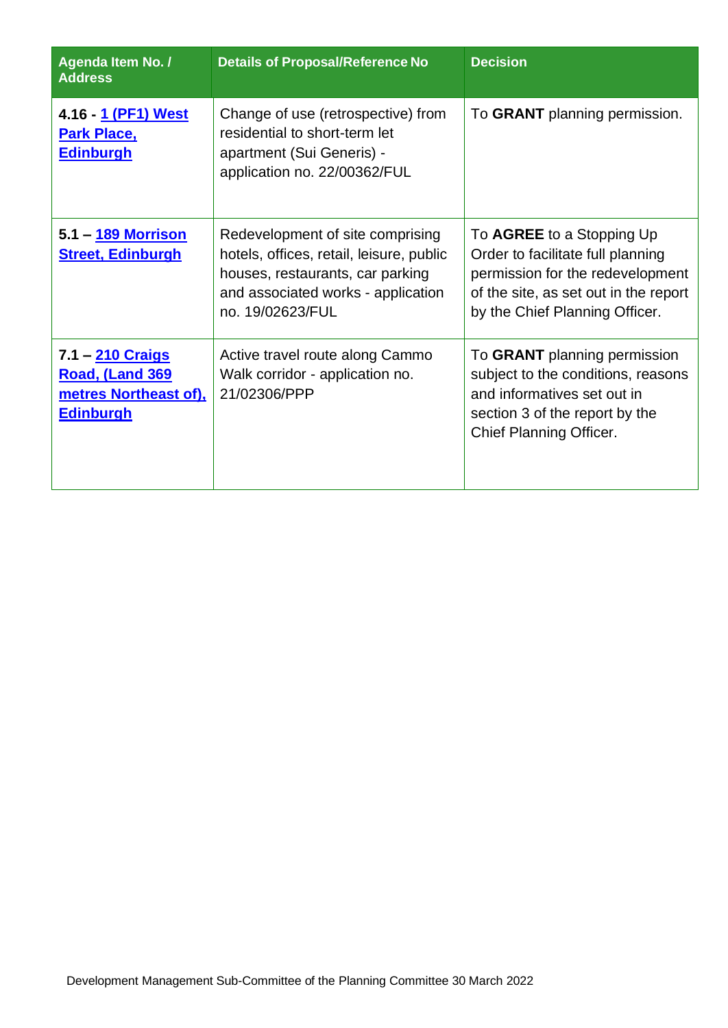| Agenda Item No. / Address | Details of Proposal/Reference No | Decision |
|---|---|---|
| **4.16 - 1 (PF1) West Park Place, Edinburgh** | Change of use (retrospective) from residential to short-term let apartment (Sui Generis) - application no. 22/00362/FUL | To **GRANT** planning permission. |
| **5.1 – 189 Morrison Street, Edinburgh** | Redevelopment of site comprising hotels, offices, retail, leisure, public houses, restaurants, car parking and associated works - application no. 19/02623/FUL | To **AGREE** to a Stopping Up Order to facilitate full planning permission for the redevelopment of the site, as set out in the report by the Chief Planning Officer. |
| **7.1 – 210 Craigs Road, (Land 369 metres Northeast of), Edinburgh** | Active travel route along Cammo Walk corridor - application no. 21/02306/PPP | To **GRANT** planning permission subject to the conditions, reasons and informatives set out in section 3 of the report by the Chief Planning Officer. |